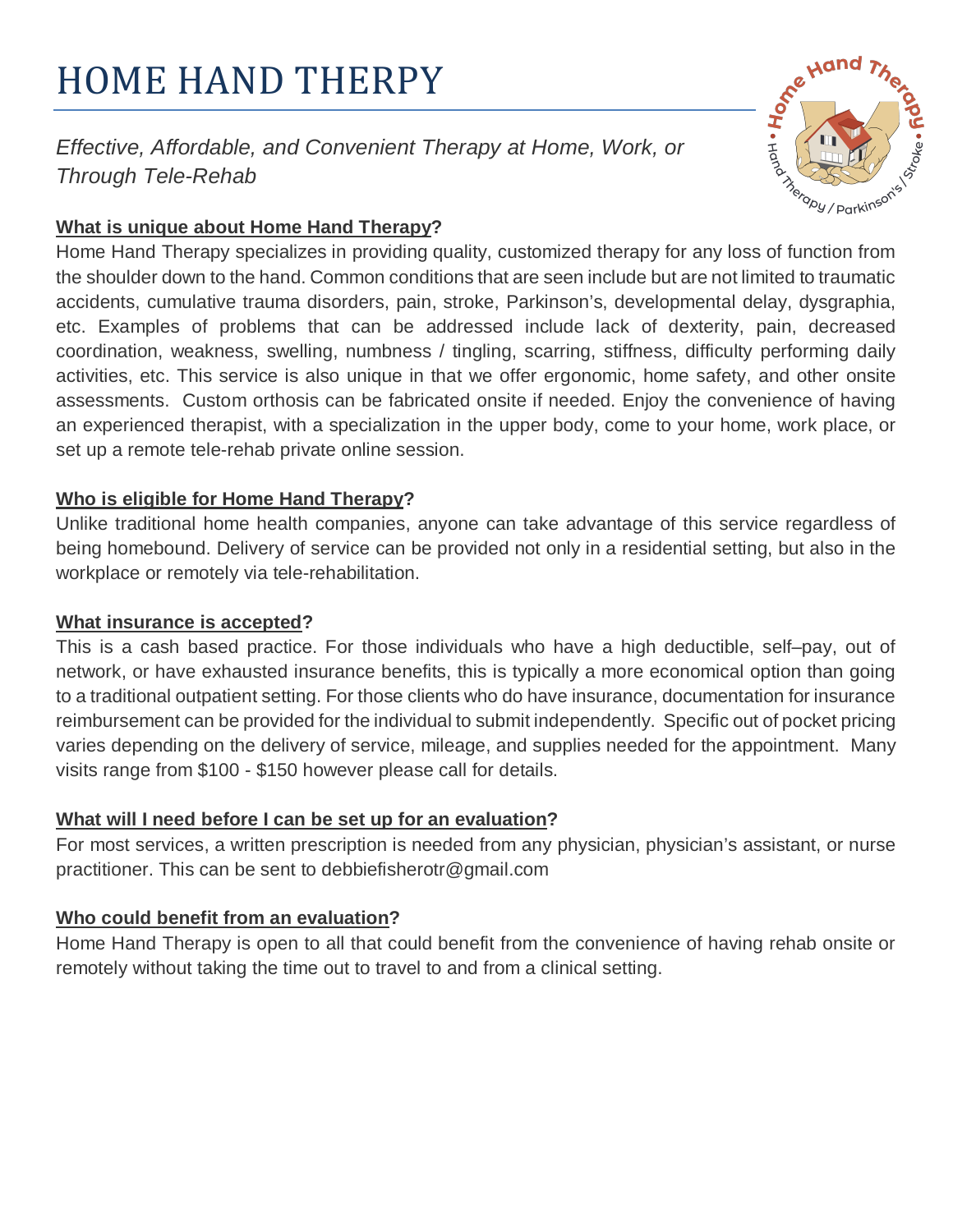# HOME HAND THERPY

*Effective, Affordable, and Convenient Therapy at Home, Work, or Through Tele-Rehab*

**What is unique about Home Hand Therapy?**

Home Hand Therapy specializes in providing quality, customized therapy for any loss of function from the shoulder down to the hand. Common conditions that are seen include but are not limited to traumatic accidents, cumulative trauma disorders, pain, stroke, Parkinson's, developmental delay, dysgraphia, etc. Examples of problems that can be addressed include lack of dexterity, pain, decreased coordination, weakness, swelling, numbness / tingling, scarring, stiffness, difficulty performing daily activities, etc. This service is also unique in that we offer ergonomic, home safety, and other onsite assessments. Custom orthosis can be fabricated onsite if needed. Enjoy the convenience of having an experienced therapist, with a specialization in the upper body, come to your home, work place, or set up a remote tele-rehab private online session.

**Who is eligible for Home Hand Therapy?**

Unlike traditional home health companies, anyone can take advantage of this service regardless of being homebound. Delivery of service can be provided not only in a residential setting, but also in the workplace or remotely via tele-rehabilitation.

**What insurance is accepted?**

This is a cash based practice. For those individuals who have a high deductible, self–pay, out of network, or have exhausted insurance benefits, this is typically a more economical option than going to a traditional outpatient setting. For those clients who do have insurance, documentation for insurance reimbursement can be provided for the individual to submit independently. Specific out of pocket pricing varies depending on the delivery of service, mileage, and supplies needed for the appointment. Many visits range from $100 - $150 however please call for details.

**What will I need before I can be set up for an evaluation?**

For most services, a written prescription is needed from any physician, physician's assistant, or nurse practitioner. This can be sent to debbiefisherotr@gmail.com

**Who could benefit from an evaluation?**

Home Hand Therapy is open to all that could benefit from the convenience of having rehab onsite or remotely without taking the time out to travel to and from a clinical setting.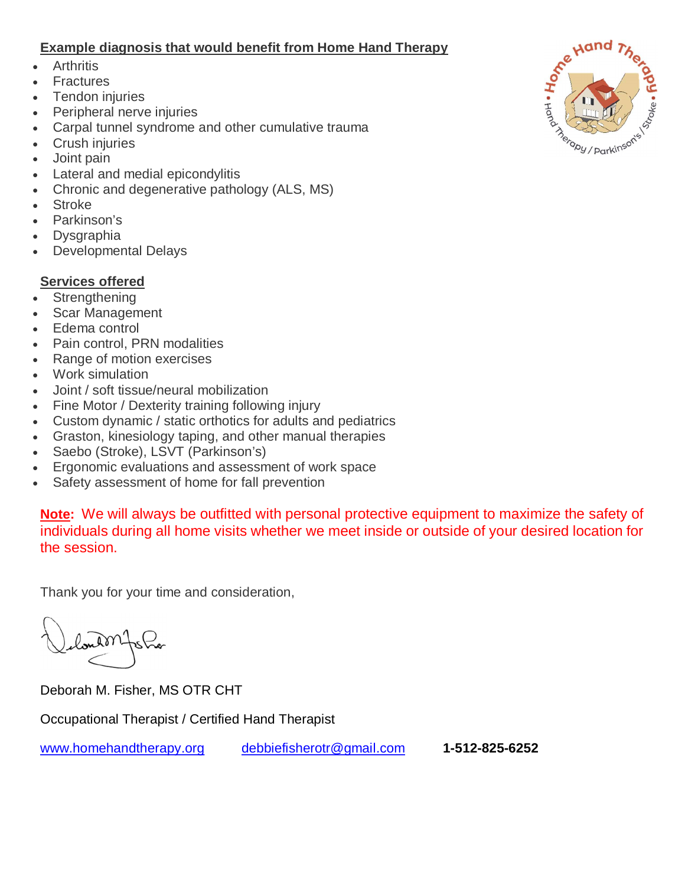**Example diagnosis that would benefit from Home Hand Therapy**

- Arthritis
- Fractures
- Tendon injuries
- Peripheral nerve injuries
- Carpal tunnel syndrome and other cumulative trauma
- Crush injuries
- Joint pain
- Lateral and medial epicondylitis
- Chronic and degenerative pathology (ALS, MS)
- Stroke
- Parkinson's
- Dysgraphia
- Developmental Delays

**Services offered**

- Strengthening
- Scar Management
- Edema control
- Pain control, PRN modalities
- Range of motion exercises
- Work simulation
- Joint / soft tissue/neural mobilization
- Fine Motor / Dexterity training following injury
- Custom dynamic / static orthotics for adults and pediatrics
- Graston, kinesiology taping, and other manual therapies
- Saebo (Stroke), LSVT (Parkinson's)
- Ergonomic evaluations and assessment of work space
- Safety assessment of home for fall prevention

**Note:** We will always be outfitted with personal protective equipment to maximize the safety of individuals during all home visits whether we meet inside or outside of your desired location for the session.

Thank you for your time and consideration,

Deborah M. Fisher, MS OTR CHT

Occupational Therapist / Certified Hand Therapist

www.homehandtherapy.org  debbiefisherotr@gmail.com  **1-512-825-6252**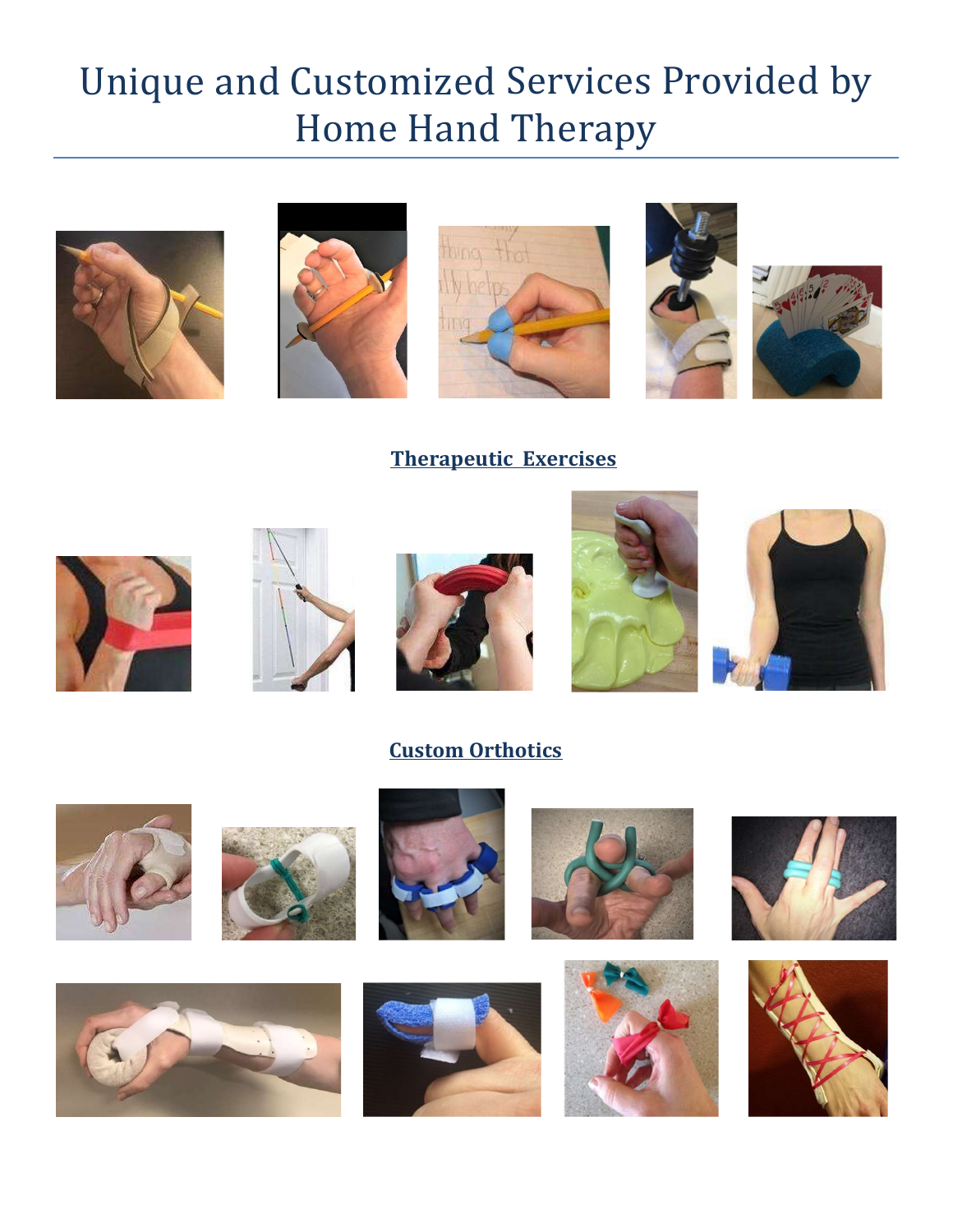# Unique and Customized Services Provided by Home Hand Therapy

**Therapeutic Exercises**

**Custom Orthotics**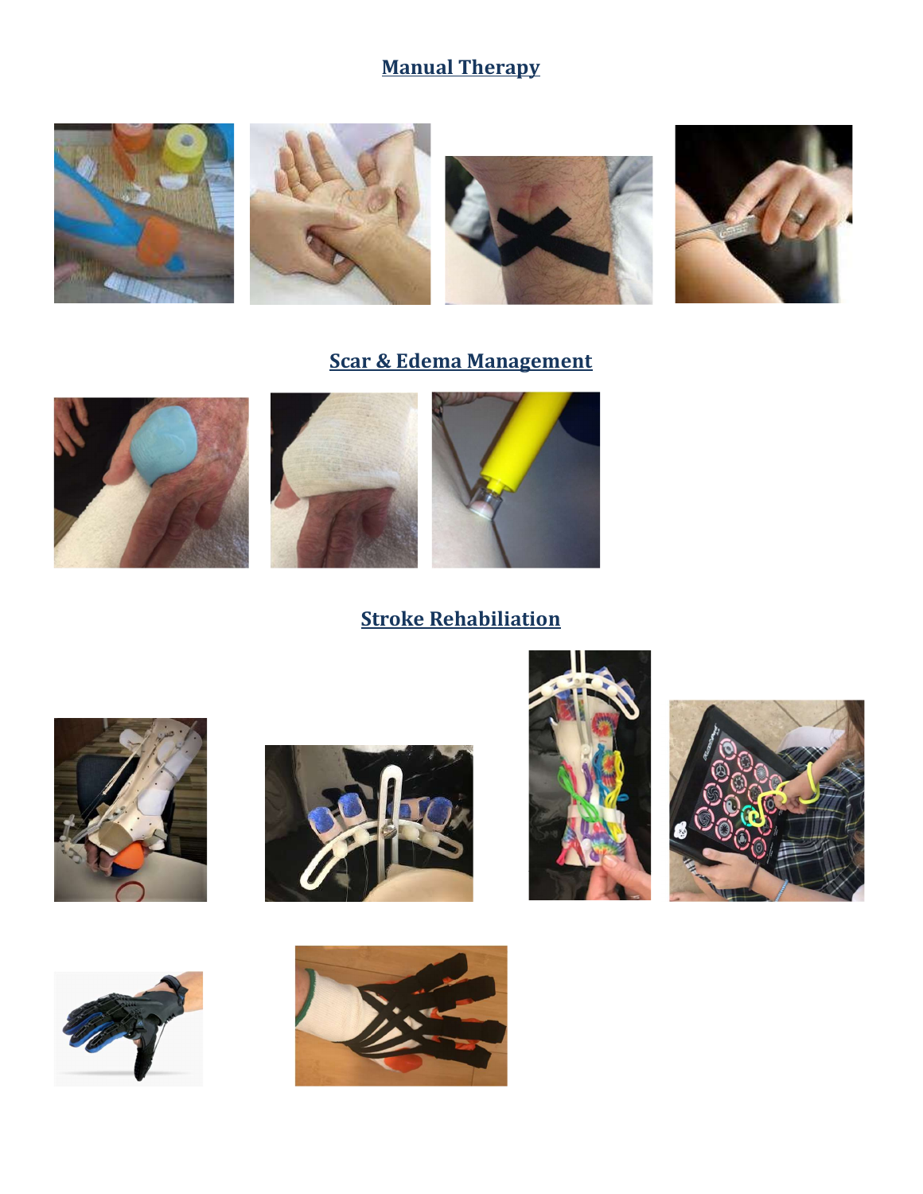## Manual Therapy

## Scar & Edema Management

## Stroke Rehabiliation